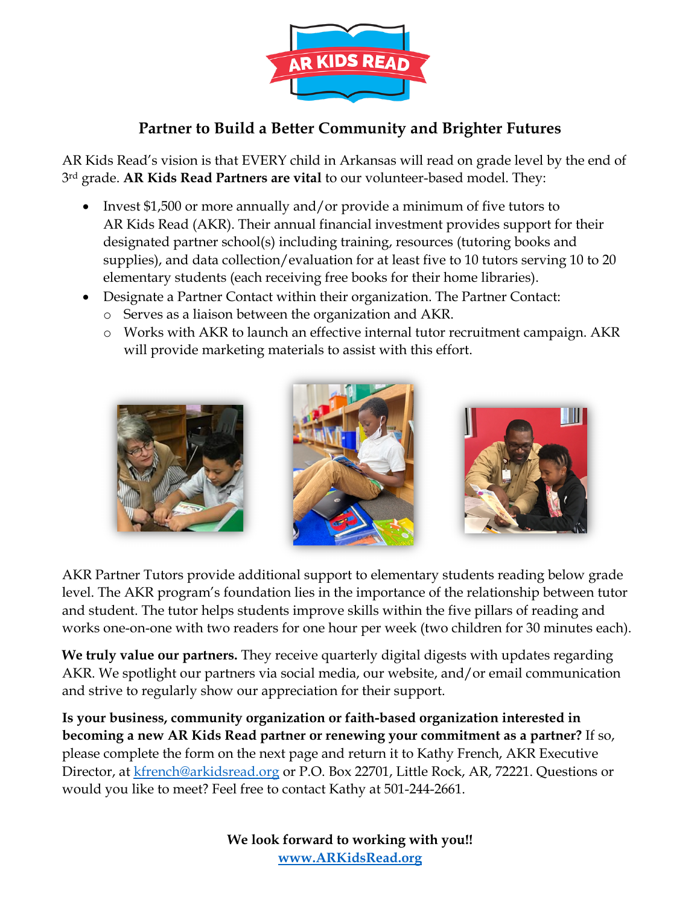AR KIDS READ

## Partner to Build a Better Community and Brighter Futures

AR Kids Read's vision is that EVERY child in Arkansas will read on grade level by the end of 3rd grade. **AR Kids Read Partners are vital** to our volunteer-based model. They:

- Invest $1,500 or more annually and/or provide a minimum of five tutors to AR Kids Read (AKR). Their annual financial investment provides support for their designated partner school(s) including training, resources (tutoring books and supplies), and data collection/evaluation for at least five to 10 tutors serving 10 to 20 elementary students (each receiving free books for their home libraries).
- Designate a Partner Contact within their organization. The Partner Contact:
  - Serves as a liaison between the organization and AKR.
  - Works with AKR to launch an effective internal tutor recruitment campaign. AKR will provide marketing materials to assist with this effort.

AKR Partner Tutors provide additional support to elementary students reading below grade level. The AKR program's foundation lies in the importance of the relationship between tutor and student. The tutor helps students improve skills within the five pillars of reading and works one-on-one with two readers for one hour per week (two children for 30 minutes each).

**We truly value our partners.** They receive quarterly digital digests with updates regarding AKR. We spotlight our partners via social media, our website, and/or email communication and strive to regularly show our appreciation for their support.

**Is your business, community organization or faith-based organization interested in becoming a new AR Kids Read partner or renewing your commitment as a partner?** If so, please complete the form on the next page and return it to Kathy French, AKR Executive Director, at kfrench@arkidsread.org or P.O. Box 22701, Little Rock, AR, 72221. Questions or would you like to meet? Feel free to contact Kathy at 501-244-2661.

**We look forward to working with you!!**
**www.ARKidsRead.org**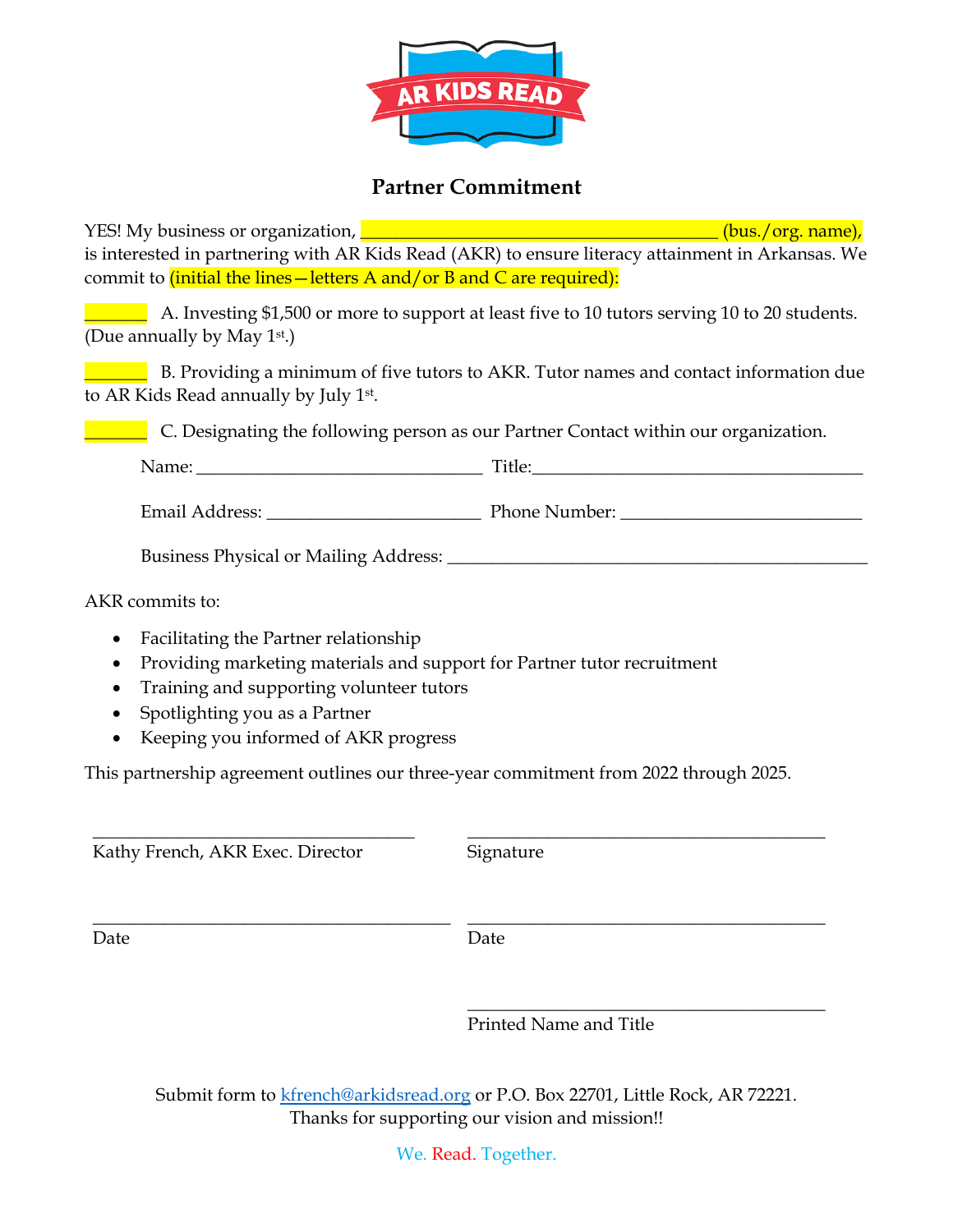# Partner Commitment

YES! My business or organization, ______________________________________ (bus./org. name), is interested in partnering with AR Kids Read (AKR) to ensure literacy attainment in Arkansas. We commit to (initial the lines—letters A and/or B and C are required):

_______ A. Investing $1,500 or more to support at least five to 10 tutors serving 10 to 20 students. (Due annually by May 1st.)

_______ B. Providing a minimum of five tutors to AKR. Tutor names and contact information due to AR Kids Read annually by July 1st.

_______ C. Designating the following person as our Partner Contact within our organization.

Name: _______________________________ Title:____________________________________

Email Address: _______________________ Phone Number: _________________________

Business Physical or Mailing Address: _____________________________________________

AKR commits to:

- Facilitating the Partner relationship
- Providing marketing materials and support for Partner tutor recruitment
- Training and supporting volunteer tutors
- Spotlighting you as a Partner
- Keeping you informed of AKR progress

This partnership agreement outlines our three-year commitment from 2022 through 2025.

___________________________________
Kathy French, AKR Exec. Director

_______________________________________
Date

_______________________________________
Signature

_______________________________________
Date

_______________________________________
Printed Name and Title

Submit form to kfrench@arkidsread.org or P.O. Box 22701, Little Rock, AR 72221.
Thanks for supporting our vision and mission!!

We. Read. Together.